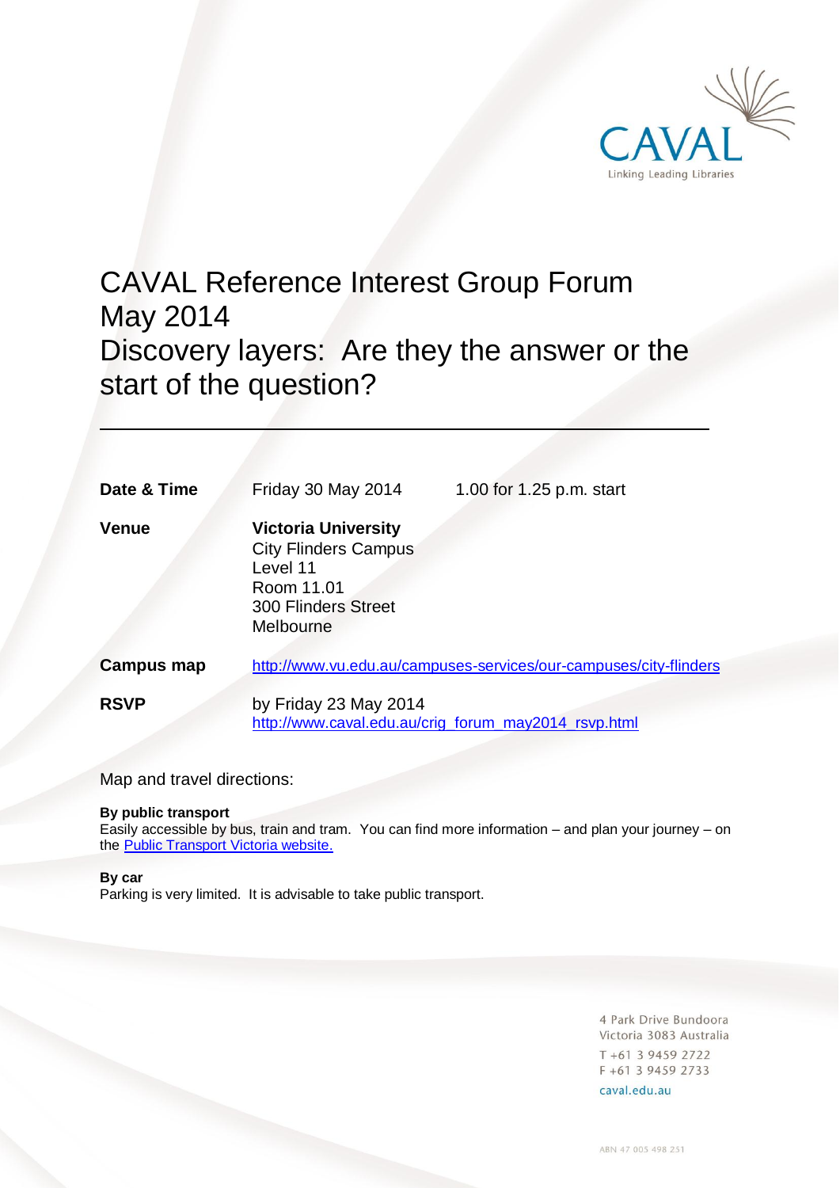CAVAL
Linking Leading Libraries

# CAVAL Reference Interest Group Forum May 2014 Discovery layers: Are they the answer or the start of the question?

---

| | | |
|---|---|---|
| **Date & Time** | Friday 30 May 2014 | 1.00 for 1.25 p.m. start |
| **Venue** | **Victoria University**<br>City Flinders Campus<br>Level 11<br>Room 11.01<br>300 Flinders Street<br>Melbourne | |
| **Campus map** | http://www.vu.edu.au/campuses-services/our-campuses/city-flinders | |
| **RSVP** | by Friday 23 May 2014<br>http://www.caval.edu.au/crig_forum_may2014_rsvp.html | |

Map and travel directions:

**By public transport**
Easily accessible by bus, train and tram. You can find more information – and plan your journey – on the Public Transport Victoria website.

**By car**
Parking is very limited. It is advisable to take public transport.

4 Park Drive Bundoora
Victoria 3083 Australia
T +61 3 9459 2722
F +61 3 9459 2733
caval.edu.au

ABN 47 005 498 251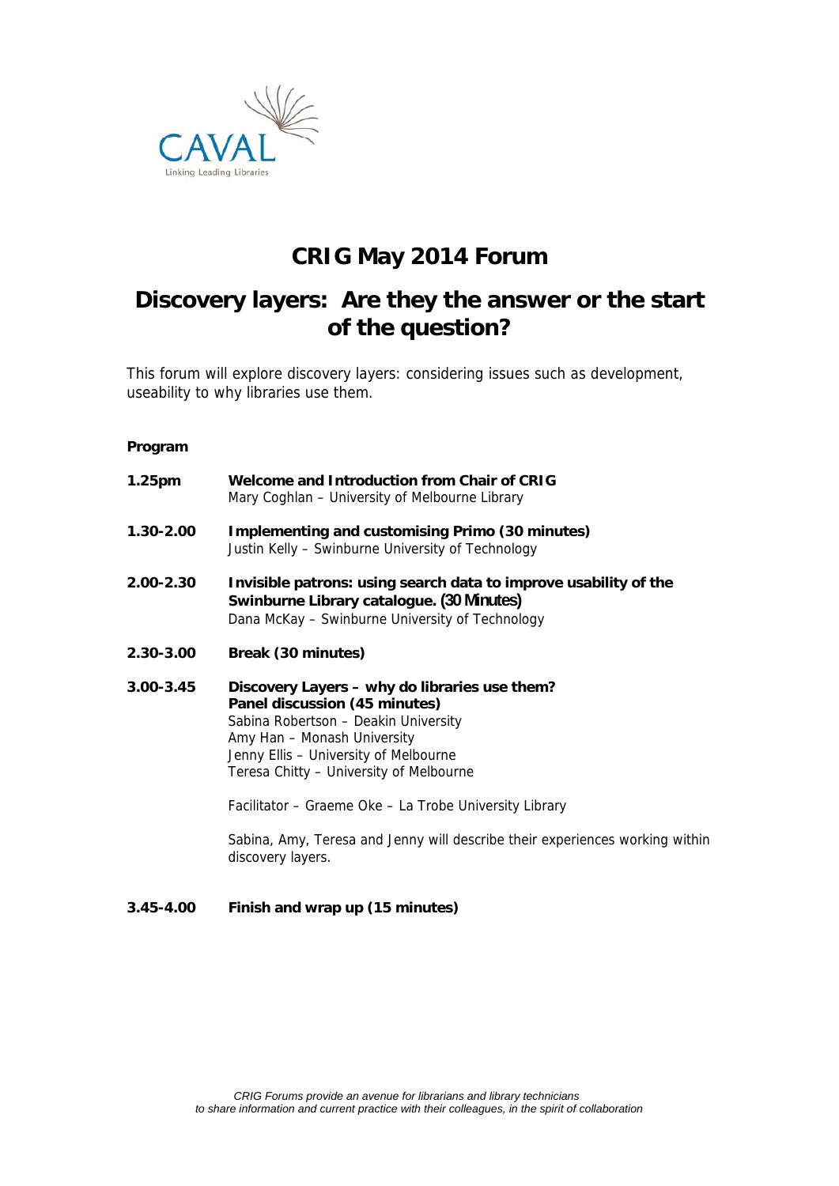# CRIG May 2014 Forum

## Discovery layers: Are they the answer or the start of the question?

This forum will explore discovery layers: considering issues such as development, useability to why libraries use them.

**Program**

| | |
|---|---|
| **1.25pm** | **Welcome and Introduction from Chair of CRIG**<br>Mary Coghlan – University of Melbourne Library |
| **1.30-2.00** | **Implementing and customising Primo (30 minutes)**<br>Justin Kelly – Swinburne University of Technology |
| **2.00-2.30** | **Invisible patrons: using search data to improve usability of the Swinburne Library catalogue. (30 Minutes)**<br>Dana McKay – Swinburne University of Technology |
| **2.30-3.00** | **Break (30 minutes)** |
| **3.00-3.45** | **Discovery Layers – why do libraries use them?**<br>**Panel discussion (45 minutes)**<br>Sabina Robertson – Deakin University<br>Amy Han – Monash University<br>Jenny Ellis – University of Melbourne<br>Teresa Chitty – University of Melbourne<br><br>Facilitator – Graeme Oke – La Trobe University Library<br><br>Sabina, Amy, Teresa and Jenny will describe their experiences working within discovery layers. |
| **3.45-4.00** | **Finish and wrap up (15 minutes)** |

*CRIG Forums provide an avenue for librarians and library technicians to share information and current practice with their colleagues, in the spirit of collaboration*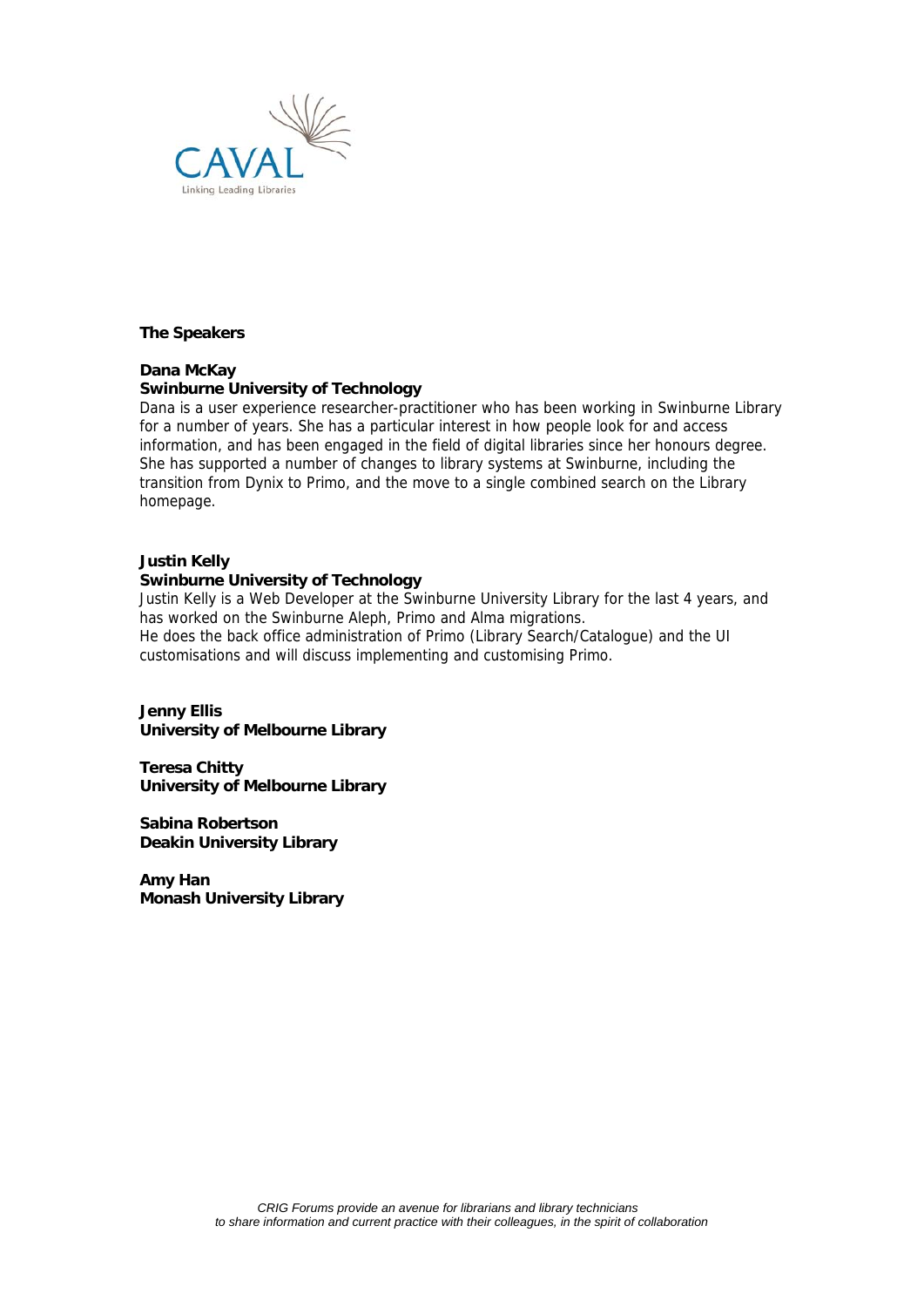CAVAL

Linking Leading Libraries

**The Speakers**

**Dana McKay**
**Swinburne University of Technology**
Dana is a user experience researcher-practitioner who has been working in Swinburne Library for a number of years. She has a particular interest in how people look for and access information, and has been engaged in the field of digital libraries since her honours degree. She has supported a number of changes to library systems at Swinburne, including the transition from Dynix to Primo, and the move to a single combined search on the Library homepage.

**Justin Kelly**
**Swinburne University of Technology**
Justin Kelly is a Web Developer at the Swinburne University Library for the last 4 years, and has worked on the Swinburne Aleph, Primo and Alma migrations.
He does the back office administration of Primo (Library Search/Catalogue) and the UI customisations and will discuss implementing and customising Primo.

**Jenny Ellis**
**University of Melbourne Library**

**Teresa Chitty**
**University of Melbourne Library**

**Sabina Robertson**
**Deakin University Library**

**Amy Han**
**Monash University Library**

*CRIG Forums provide an avenue for librarians and library technicians to share information and current practice with their colleagues, in the spirit of collaboration*